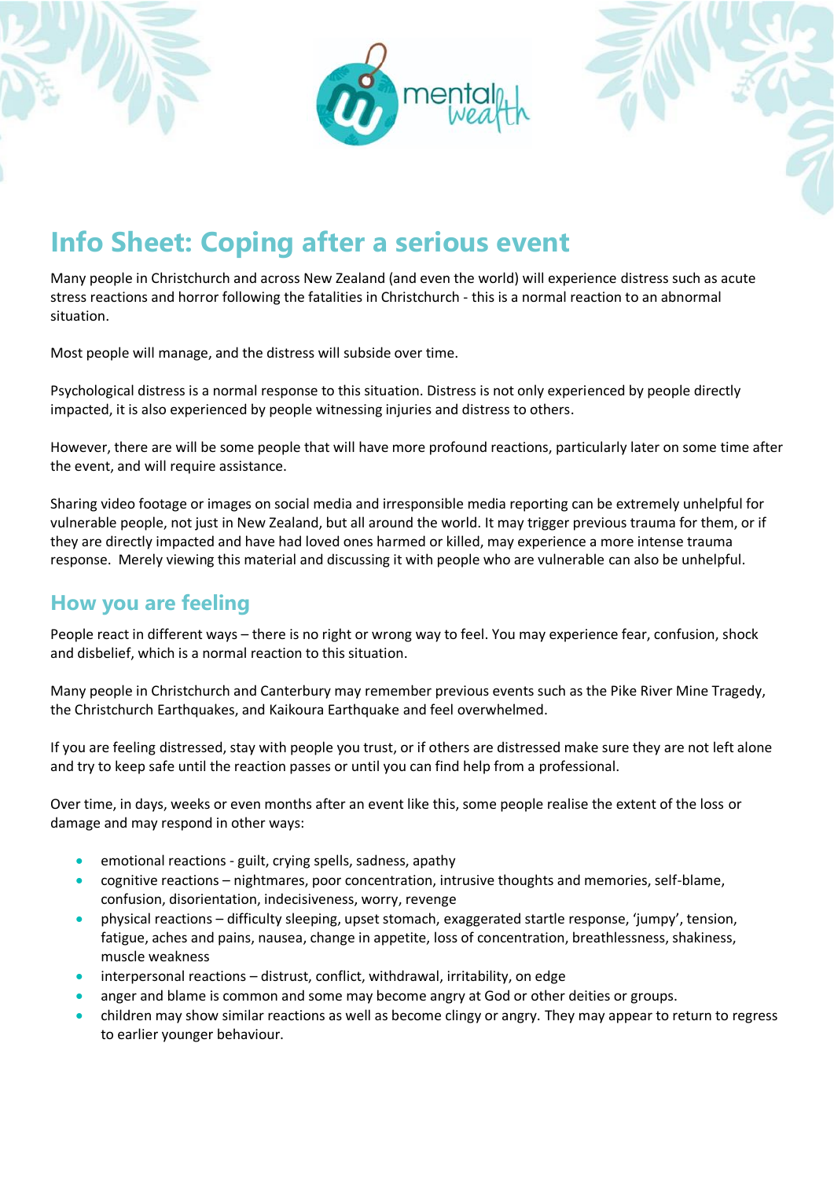# Info Sheet: Coping after a serious event

Many people in Christchurch and across New Zealand (and even the world) will experience distress such as acute stress reactions and horror following the fatalities in Christchurch - this is a normal reaction to an abnormal situation.

Most people will manage, and the distress will subside over time.

Psychological distress is a normal response to this situation. Distress is not only experienced by people directly impacted, it is also experienced by people witnessing injuries and distress to others.

However, there are will be some people that will have more profound reactions, particularly later on some time after the event, and will require assistance.

Sharing video footage or images on social media and irresponsible media reporting can be extremely unhelpful for vulnerable people, not just in New Zealand, but all around the world. It may trigger previous trauma for them, or if they are directly impacted and have had loved ones harmed or killed, may experience a more intense trauma response. Merely viewing this material and discussing it with people who are vulnerable can also be unhelpful.

## How you are feeling

People react in different ways – there is no right or wrong way to feel. You may experience fear, confusion, shock and disbelief, which is a normal reaction to this situation.

Many people in Christchurch and Canterbury may remember previous events such as the Pike River Mine Tragedy, the Christchurch Earthquakes, and Kaikoura Earthquake and feel overwhelmed.

If you are feeling distressed, stay with people you trust, or if others are distressed make sure they are not left alone and try to keep safe until the reaction passes or until you can find help from a professional.

Over time, in days, weeks or even months after an event like this, some people realise the extent of the loss or damage and may respond in other ways:

- emotional reactions - guilt, crying spells, sadness, apathy
- cognitive reactions – nightmares, poor concentration, intrusive thoughts and memories, self-blame, confusion, disorientation, indecisiveness, worry, revenge
- physical reactions – difficulty sleeping, upset stomach, exaggerated startle response, 'jumpy', tension, fatigue, aches and pains, nausea, change in appetite, loss of concentration, breathlessness, shakiness, muscle weakness
- interpersonal reactions – distrust, conflict, withdrawal, irritability, on edge
- anger and blame is common and some may become angry at God or other deities or groups.
- children may show similar reactions as well as become clingy or angry. They may appear to return to regress to earlier younger behaviour.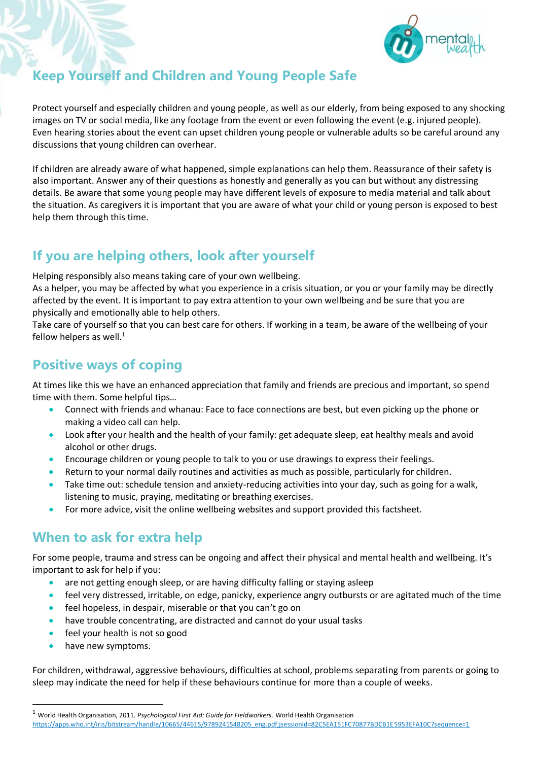## Keep Yourself and Children and Young People Safe

Protect yourself and especially children and young people, as well as our elderly, from being exposed to any shocking images on TV or social media, like any footage from the event or even following the event (e.g. injured people). Even hearing stories about the event can upset children young people or vulnerable adults so be careful around any discussions that young children can overhear.

If children are already aware of what happened, simple explanations can help them. Reassurance of their safety is also important. Answer any of their questions as honestly and generally as you can but without any distressing details. Be aware that some young people may have different levels of exposure to media material and talk about the situation. As caregivers it is important that you are aware of what your child or young person is exposed to best help them through this time.

## If you are helping others, look after yourself

Helping responsibly also means taking care of your own wellbeing.
As a helper, you may be affected by what you experience in a crisis situation, or you or your family may be directly affected by the event. It is important to pay extra attention to your own wellbeing and be sure that you are physically and emotionally able to help others.
Take care of yourself so that you can best care for others. If working in a team, be aware of the wellbeing of your fellow helpers as well.[1]

## Positive ways of coping

At times like this we have an enhanced appreciation that family and friends are precious and important, so spend time with them. Some helpful tips…

- Connect with friends and whanau: Face to face connections are best, but even picking up the phone or making a video call can help.
- Look after your health and the health of your family: get adequate sleep, eat healthy meals and avoid alcohol or other drugs.
- Encourage children or young people to talk to you or use drawings to express their feelings.
- Return to your normal daily routines and activities as much as possible, particularly for children.
- Take time out: schedule tension and anxiety-reducing activities into your day, such as going for a walk, listening to music, praying, meditating or breathing exercises.
- For more advice, visit the online wellbeing websites and support provided this factsheet.

## When to ask for extra help

For some people, trauma and stress can be ongoing and affect their physical and mental health and wellbeing. It's important to ask for help if you:

- are not getting enough sleep, or are having difficulty falling or staying asleep
- feel very distressed, irritable, on edge, panicky, experience angry outbursts or are agitated much of the time
- feel hopeless, in despair, miserable or that you can't go on
- have trouble concentrating, are distracted and cannot do your usual tasks
- feel your health is not so good
- have new symptoms.

For children, withdrawal, aggressive behaviours, difficulties at school, problems separating from parents or going to sleep may indicate the need for help if these behaviours continue for more than a couple of weeks.

---

[1] World Health Organisation, 2011. *Psychological First Aid: Guide for Fieldworkers.* World Health Organisation https://apps.who.int/iris/bitstream/handle/10665/44615/9789241548205_eng.pdf;jsessionid=82C5EA151FC70877BDCB1E5953EFA10C?sequence=1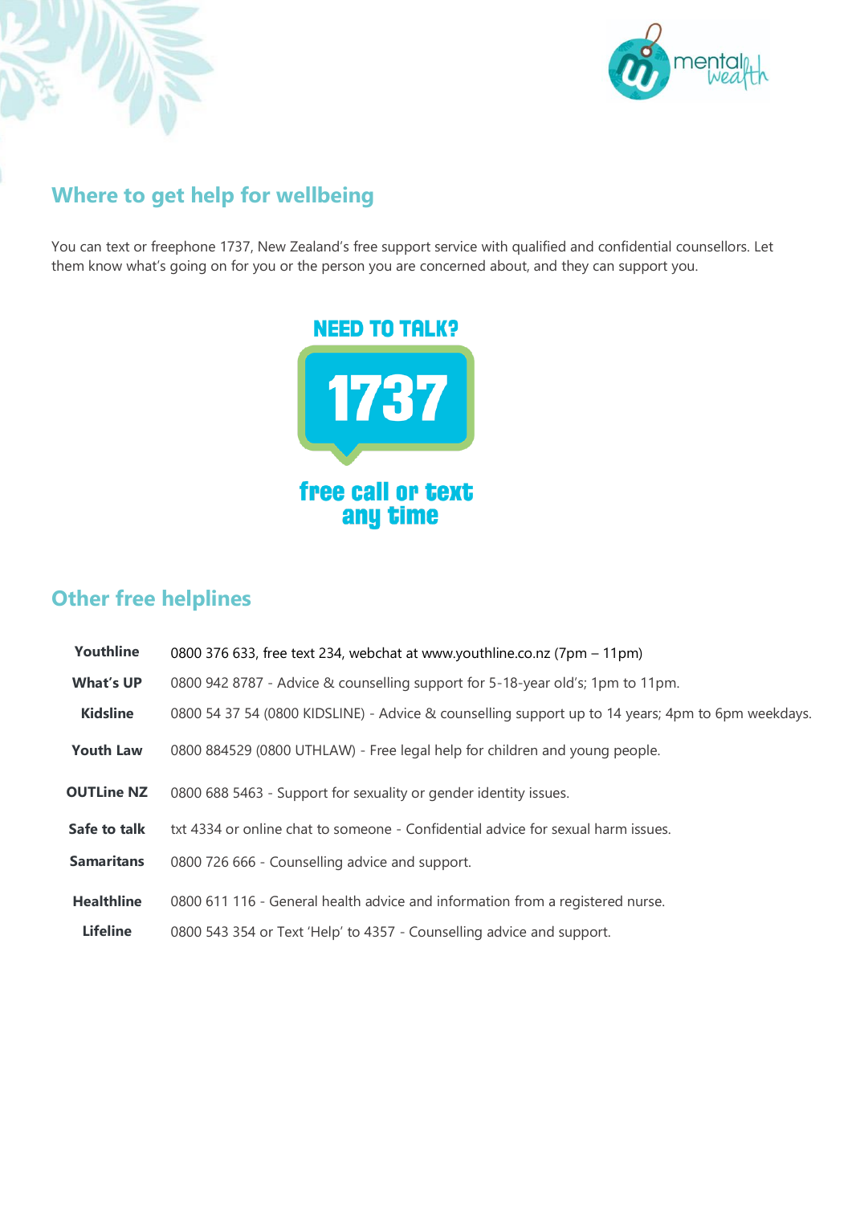## Where to get help for wellbeing

You can text or freephone 1737, New Zealand's free support service with qualified and confidential counsellors. Let them know what's going on for you or the person you are concerned about, and they can support you.

**NEED TO TALK?**

**1737**

**free call or text any time**

## Other free helplines

| | |
|---|---|
| **Youthline** | 0800 376 633, free text 234, webchat at www.youthline.co.nz (7pm – 11pm) |
| **What's UP** | 0800 942 8787 - Advice & counselling support for 5-18-year old's; 1pm to 11pm. |
| **Kidsline** | 0800 54 37 54 (0800 KIDSLINE) - Advice & counselling support up to 14 years; 4pm to 6pm weekdays. |
| **Youth Law** | 0800 884529 (0800 UTHLAW) - Free legal help for children and young people. |
| **OUTLine NZ** | 0800 688 5463 - Support for sexuality or gender identity issues. |
| **Safe to talk** | txt 4334 or online chat to someone - Confidential advice for sexual harm issues. |
| **Samaritans** | 0800 726 666 - Counselling advice and support. |
| **Healthline** | 0800 611 116 - General health advice and information from a registered nurse. |
| **Lifeline** | 0800 543 354 or Text 'Help' to 4357 - Counselling advice and support. |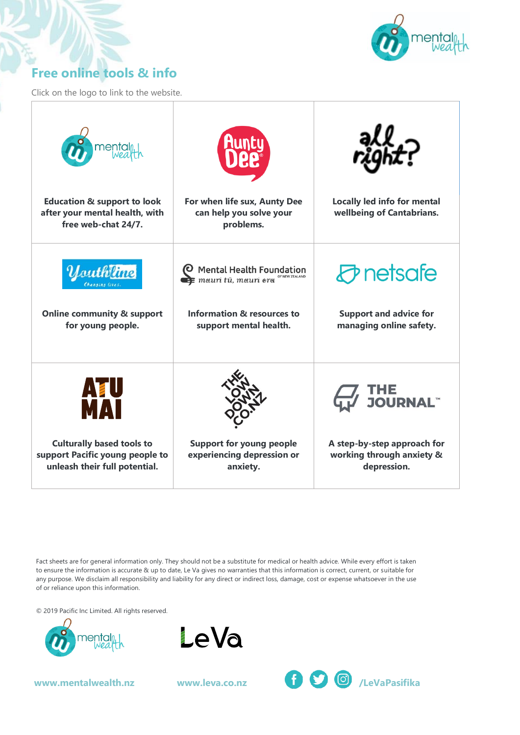## Free online tools & info

Click on the logo to link to the website.

| | | |
|---|---|---|
| mental wealth | Aunty Dee | all right? |
| **Education & support to look after your mental health, with free web-chat 24/7.** | **For when life sux, Aunty Dee can help you solve your problems.** | **Locally led info for mental wellbeing of Cantabrians.** |
| Youthline Changing lives. | Mental Health Foundation mauri tū, mauri ora OF NEW ZEALAND | netsafe |
| **Online community & support for young people.** | **Information & resources to support mental health.** | **Support and advice for managing online safety.** |
| ATU MAI | THE LOWDOWN.CO.NZ | THE JOURNAL™ |
| **Culturally based tools to support Pacific young people to unleash their full potential.** | **Support for young people experiencing depression or anxiety.** | **A step-by-step approach for working through anxiety & depression.** |

Fact sheets are for general information only. They should not be a substitute for medical or health advice. While every effort is taken to ensure the information is accurate & up to date, Le Va gives no warranties that this information is correct, current, or suitable for any purpose. We disclaim all responsibility and liability for any direct or indirect loss, damage, cost or expense whatsoever in the use of or reliance upon this information.

© 2019 Pacific Inc Limited. All rights reserved.

**www.mentalwealth.nz** **www.leva.co.nz** **/LeVaPasifika**